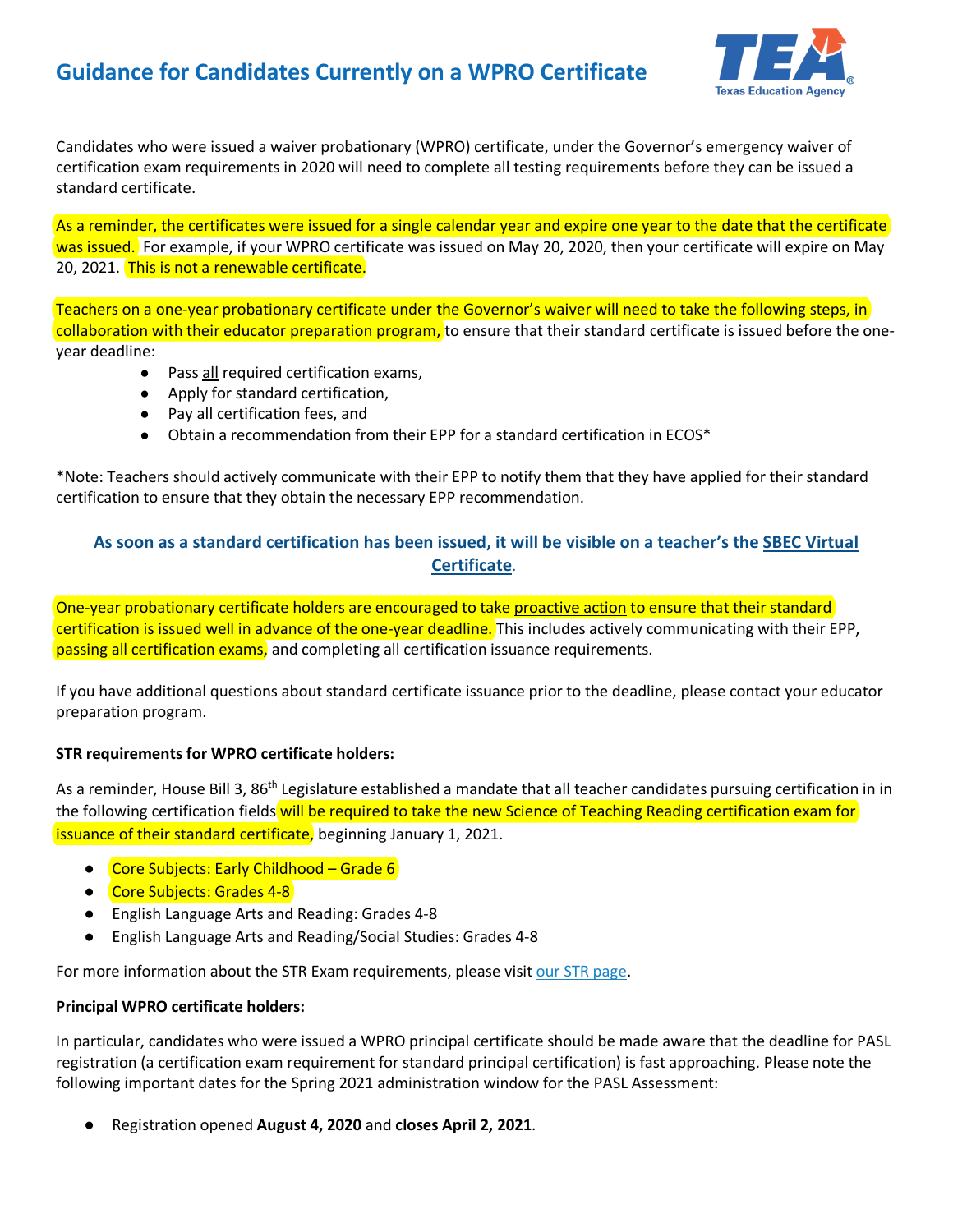# Guidance for Candidates Currently on a WPRO Certificate

Candidates who were issued a waiver probationary (WPRO) certificate, under the Governor's emergency waiver of certification exam requirements in 2020 will need to complete all testing requirements before they can be issued a standard certificate.

As a reminder, the certificates were issued for a single calendar year and expire one year to the date that the certificate was issued. For example, if your WPRO certificate was issued on May 20, 2020, then your certificate will expire on May 20, 2021. This is not a renewable certificate.

Teachers on a one-year probationary certificate under the Governor's waiver will need to take the following steps, in collaboration with their educator preparation program, to ensure that their standard certificate is issued before the one-year deadline:

- Pass all required certification exams,
- Apply for standard certification,
- Pay all certification fees, and
- Obtain a recommendation from their EPP for a standard certification in ECOS*

*Note: Teachers should actively communicate with their EPP to notify them that they have applied for their standard certification to ensure that they obtain the necessary EPP recommendation.

**As soon as a standard certification has been issued, it will be visible on a teacher's the SBEC Virtual Certificate.**

One-year probationary certificate holders are encouraged to take proactive action to ensure that their standard certification is issued well in advance of the one-year deadline. This includes actively communicating with their EPP, passing all certification exams, and completing all certification issuance requirements.

If you have additional questions about standard certificate issuance prior to the deadline, please contact your educator preparation program.

**STR requirements for WPRO certificate holders:**

As a reminder, House Bill 3, 86th Legislature established a mandate that all teacher candidates pursuing certification in in the following certification fields will be required to take the new Science of Teaching Reading certification exam for issuance of their standard certificate, beginning January 1, 2021.

- Core Subjects: Early Childhood – Grade 6
- Core Subjects: Grades 4-8
- English Language Arts and Reading: Grades 4-8
- English Language Arts and Reading/Social Studies: Grades 4-8

For more information about the STR Exam requirements, please visit our STR page.

**Principal WPRO certificate holders:**

In particular, candidates who were issued a WPRO principal certificate should be made aware that the deadline for PASL registration (a certification exam requirement for standard principal certification) is fast approaching. Please note the following important dates for the Spring 2021 administration window for the PASL Assessment:

- Registration opened **August 4, 2020** and **closes April 2, 2021**.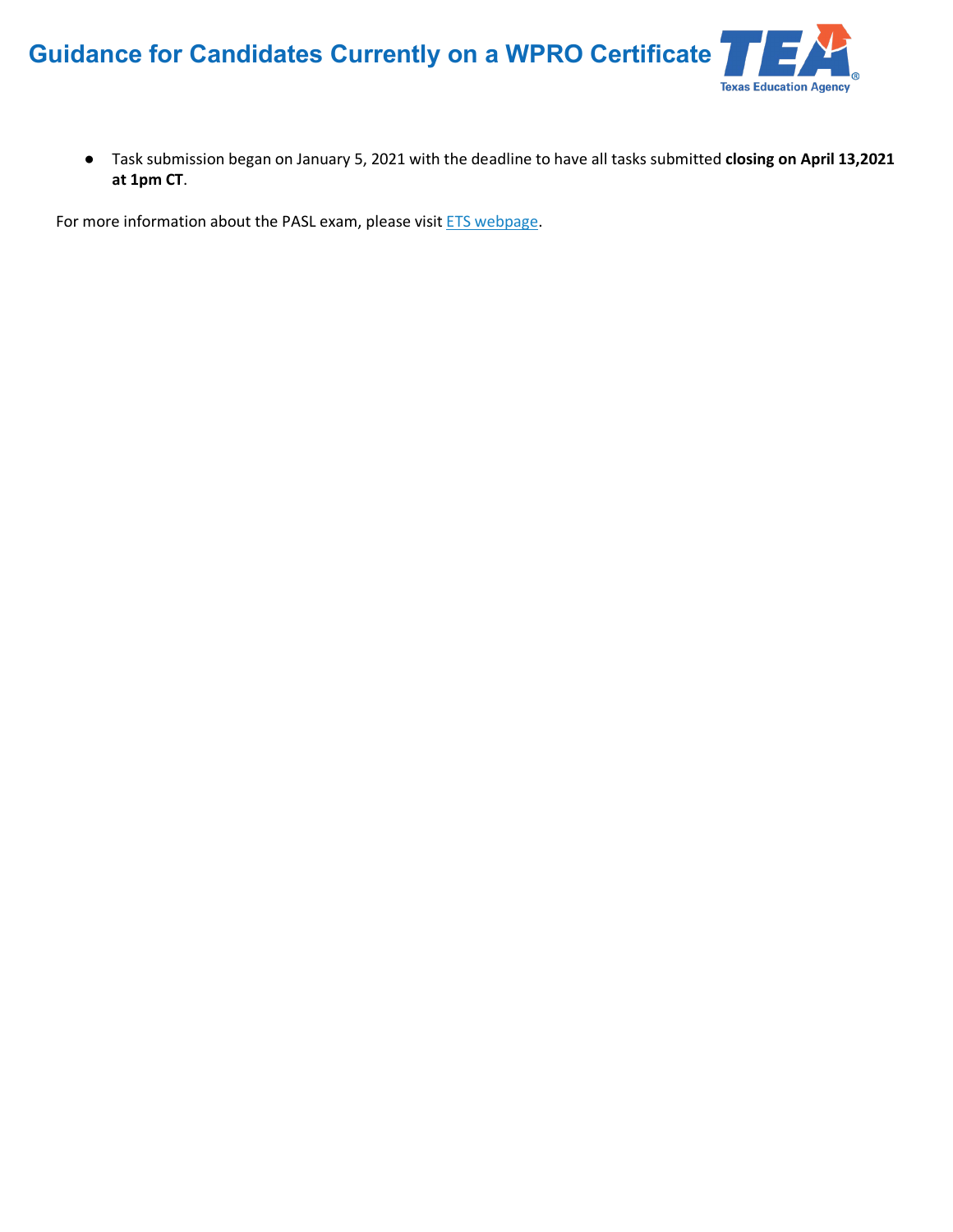- Task submission began on January 5, 2021 with the deadline to have all tasks submitted **closing on April 13,2021 at 1pm CT**.

For more information about the PASL exam, please visit ETS webpage.